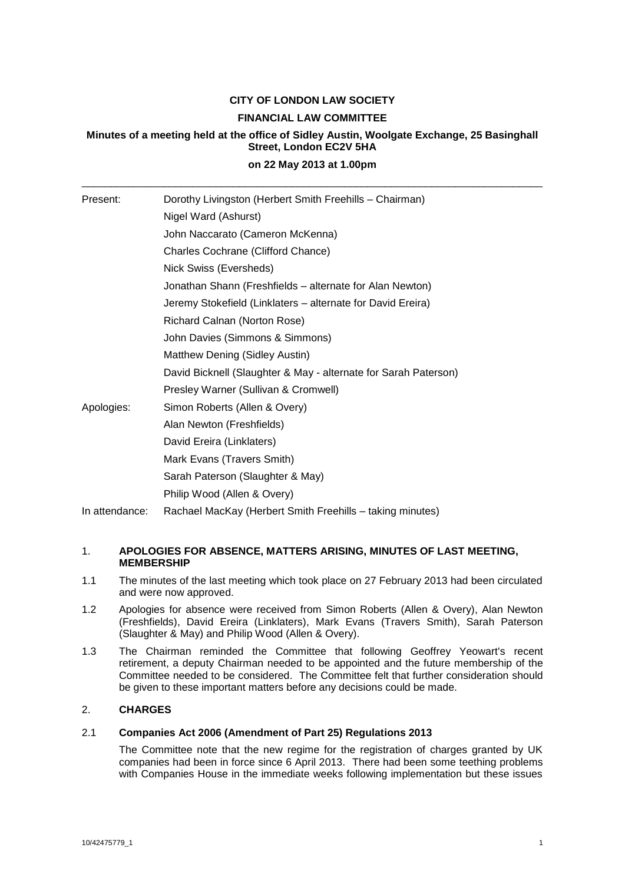**CITY OF LONDON LAW SOCIETY**

**FINANCIAL LAW COMMITTEE**

**Minutes of a meeting held at the office of Sidley Austin, Woolgate Exchange, 25 Basinghall Street, London EC2V 5HA**

**on 22 May 2013 at 1.00pm**

---

| | |
|---|---|
| Present: | Dorothy Livingston (Herbert Smith Freehills – Chairman) |
| | Nigel Ward (Ashurst) |
| | John Naccarato (Cameron McKenna) |
| | Charles Cochrane (Clifford Chance) |
| | Nick Swiss (Eversheds) |
| | Jonathan Shann (Freshfields – alternate for Alan Newton) |
| | Jeremy Stokefield (Linklaters – alternate for David Ereira) |
| | Richard Calnan (Norton Rose) |
| | John Davies (Simmons & Simmons) |
| | Matthew Dening (Sidley Austin) |
| | David Bicknell (Slaughter & May - alternate for Sarah Paterson) |
| | Presley Warner (Sullivan & Cromwell) |
| Apologies: | Simon Roberts (Allen & Overy) |
| | Alan Newton (Freshfields) |
| | David Ereira (Linklaters) |
| | Mark Evans (Travers Smith) |
| | Sarah Paterson (Slaughter & May) |
| | Philip Wood (Allen & Overy) |
| In attendance: | Rachael MacKay (Herbert Smith Freehills – taking minutes) |

1. **APOLOGIES FOR ABSENCE, MATTERS ARISING, MINUTES OF LAST MEETING, MEMBERSHIP**

1.1 The minutes of the last meeting which took place on 27 February 2013 had been circulated and were now approved.

1.2 Apologies for absence were received from Simon Roberts (Allen & Overy), Alan Newton (Freshfields), David Ereira (Linklaters), Mark Evans (Travers Smith), Sarah Paterson (Slaughter & May) and Philip Wood (Allen & Overy).

1.3 The Chairman reminded the Committee that following Geoffrey Yeowart's recent retirement, a deputy Chairman needed to be appointed and the future membership of the Committee needed to be considered. The Committee felt that further consideration should be given to these important matters before any decisions could be made.

2. **CHARGES**

2.1 **Companies Act 2006 (Amendment of Part 25) Regulations 2013**

The Committee note that the new regime for the registration of charges granted by UK companies had been in force since 6 April 2013. There had been some teething problems with Companies House in the immediate weeks following implementation but these issues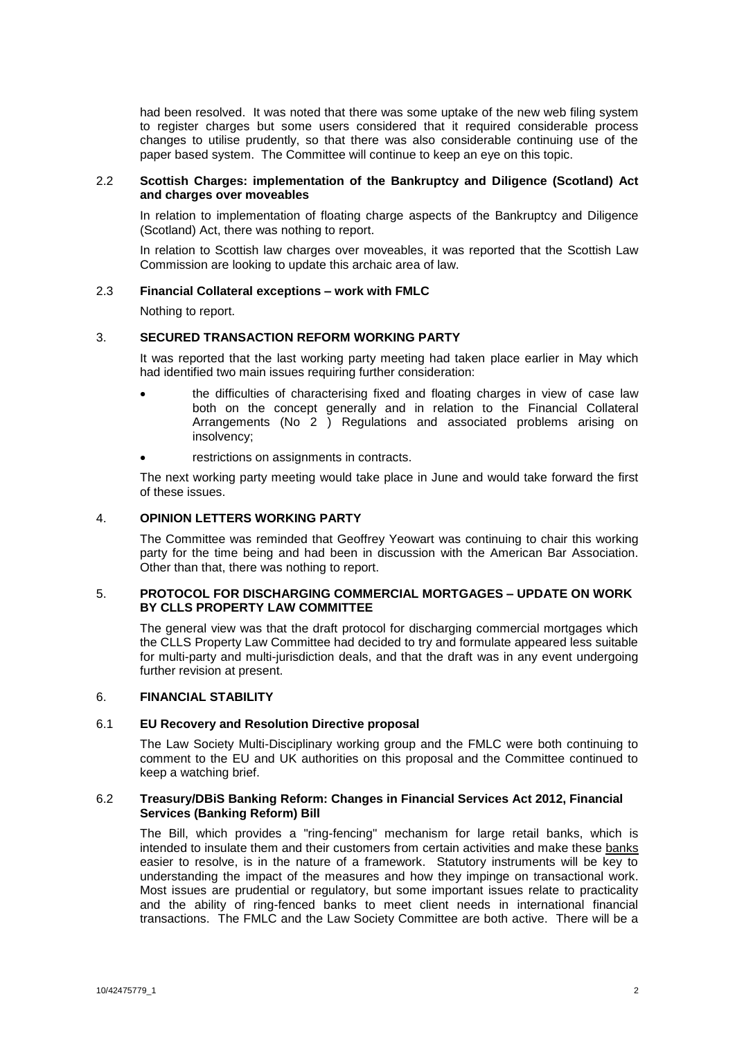had been resolved. It was noted that there was some uptake of the new web filing system to register charges but some users considered that it required considerable process changes to utilise prudently, so that there was also considerable continuing use of the paper based system. The Committee will continue to keep an eye on this topic.

## 2.2 Scottish Charges: implementation of the Bankruptcy and Diligence (Scotland) Act and charges over moveables

In relation to implementation of floating charge aspects of the Bankruptcy and Diligence (Scotland) Act, there was nothing to report.

In relation to Scottish law charges over moveables, it was reported that the Scottish Law Commission are looking to update this archaic area of law.

## 2.3 Financial Collateral exceptions – work with FMLC

Nothing to report.

## 3. SECURED TRANSACTION REFORM WORKING PARTY

It was reported that the last working party meeting had taken place earlier in May which had identified two main issues requiring further consideration:

- the difficulties of characterising fixed and floating charges in view of case law both on the concept generally and in relation to the Financial Collateral Arrangements (No 2 ) Regulations and associated problems arising on insolvency;
- restrictions on assignments in contracts.

The next working party meeting would take place in June and would take forward the first of these issues.

## 4. OPINION LETTERS WORKING PARTY

The Committee was reminded that Geoffrey Yeowart was continuing to chair this working party for the time being and had been in discussion with the American Bar Association. Other than that, there was nothing to report.

## 5. PROTOCOL FOR DISCHARGING COMMERCIAL MORTGAGES – UPDATE ON WORK BY CLLS PROPERTY LAW COMMITTEE

The general view was that the draft protocol for discharging commercial mortgages which the CLLS Property Law Committee had decided to try and formulate appeared less suitable for multi-party and multi-jurisdiction deals, and that the draft was in any event undergoing further revision at present.

## 6. FINANCIAL STABILITY

## 6.1 EU Recovery and Resolution Directive proposal

The Law Society Multi-Disciplinary working group and the FMLC were both continuing to comment to the EU and UK authorities on this proposal and the Committee continued to keep a watching brief.

## 6.2 Treasury/DBiS Banking Reform: Changes in Financial Services Act 2012, Financial Services (Banking Reform) Bill

The Bill, which provides a "ring-fencing" mechanism for large retail banks, which is intended to insulate them and their customers from certain activities and make these banks easier to resolve, is in the nature of a framework. Statutory instruments will be key to understanding the impact of the measures and how they impinge on transactional work. Most issues are prudential or regulatory, but some important issues relate to practicality and the ability of ring-fenced banks to meet client needs in international financial transactions. The FMLC and the Law Society Committee are both active. There will be a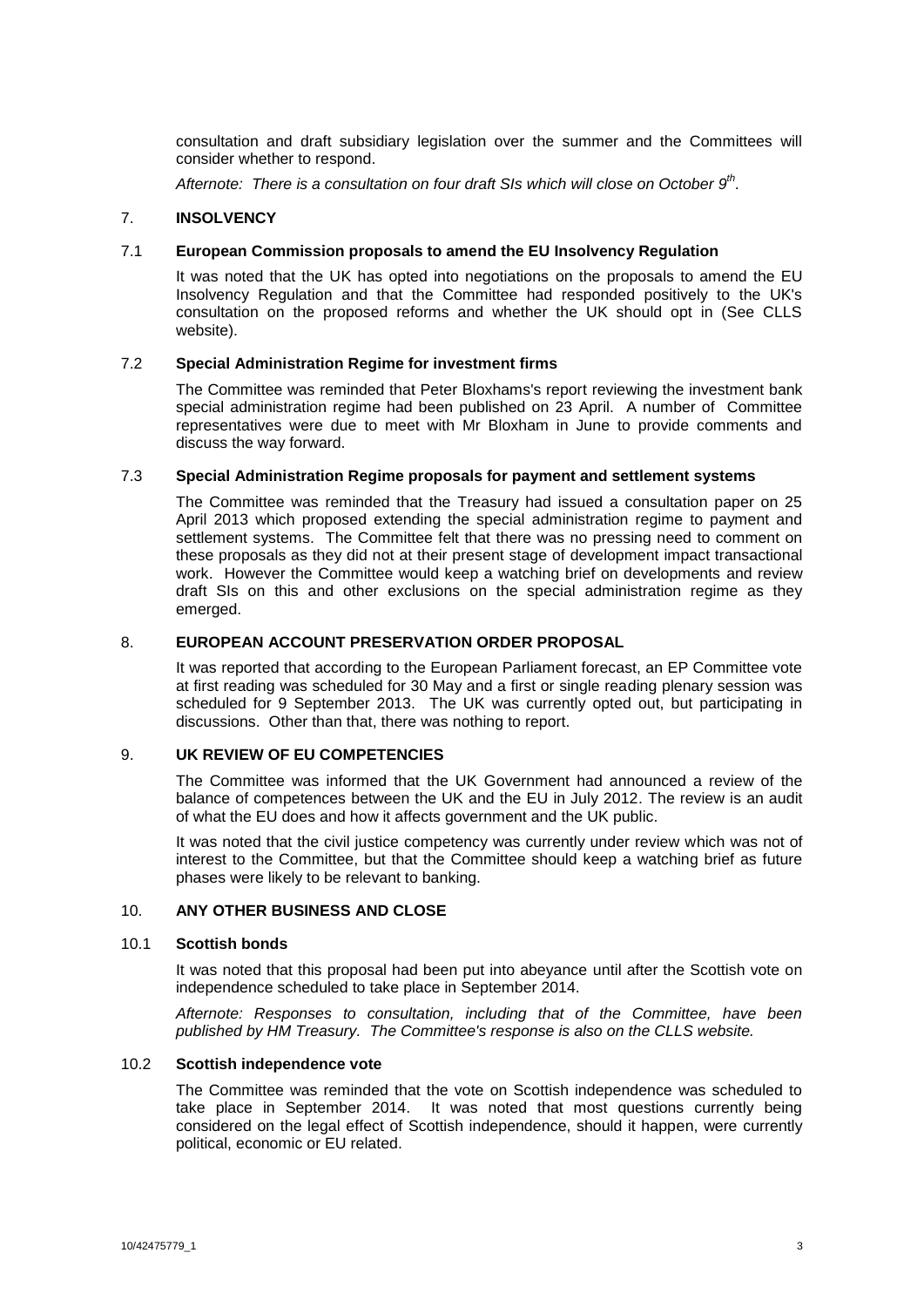consultation and draft subsidiary legislation over the summer and the Committees will consider whether to respond.

*Afternote: There is a consultation on four draft SIs which will close on October 9th.*

## 7. INSOLVENCY

### 7.1 European Commission proposals to amend the EU Insolvency Regulation

It was noted that the UK has opted into negotiations on the proposals to amend the EU Insolvency Regulation and that the Committee had responded positively to the UK's consultation on the proposed reforms and whether the UK should opt in (See CLLS website).

### 7.2 Special Administration Regime for investment firms

The Committee was reminded that Peter Bloxhams's report reviewing the investment bank special administration regime had been published on 23 April. A number of Committee representatives were due to meet with Mr Bloxham in June to provide comments and discuss the way forward.

### 7.3 Special Administration Regime proposals for payment and settlement systems

The Committee was reminded that the Treasury had issued a consultation paper on 25 April 2013 which proposed extending the special administration regime to payment and settlement systems. The Committee felt that there was no pressing need to comment on these proposals as they did not at their present stage of development impact transactional work. However the Committee would keep a watching brief on developments and review draft SIs on this and other exclusions on the special administration regime as they emerged.

## 8. EUROPEAN ACCOUNT PRESERVATION ORDER PROPOSAL

It was reported that according to the European Parliament forecast, an EP Committee vote at first reading was scheduled for 30 May and a first or single reading plenary session was scheduled for 9 September 2013. The UK was currently opted out, but participating in discussions. Other than that, there was nothing to report.

## 9. UK REVIEW OF EU COMPETENCIES

The Committee was informed that the UK Government had announced a review of the balance of competences between the UK and the EU in July 2012. The review is an audit of what the EU does and how it affects government and the UK public.

It was noted that the civil justice competency was currently under review which was not of interest to the Committee, but that the Committee should keep a watching brief as future phases were likely to be relevant to banking.

## 10. ANY OTHER BUSINESS AND CLOSE

### 10.1 Scottish bonds

It was noted that this proposal had been put into abeyance until after the Scottish vote on independence scheduled to take place in September 2014.

*Afternote: Responses to consultation, including that of the Committee, have been published by HM Treasury. The Committee's response is also on the CLLS website.*

### 10.2 Scottish independence vote

The Committee was reminded that the vote on Scottish independence was scheduled to take place in September 2014. It was noted that most questions currently being considered on the legal effect of Scottish independence, should it happen, were currently political, economic or EU related.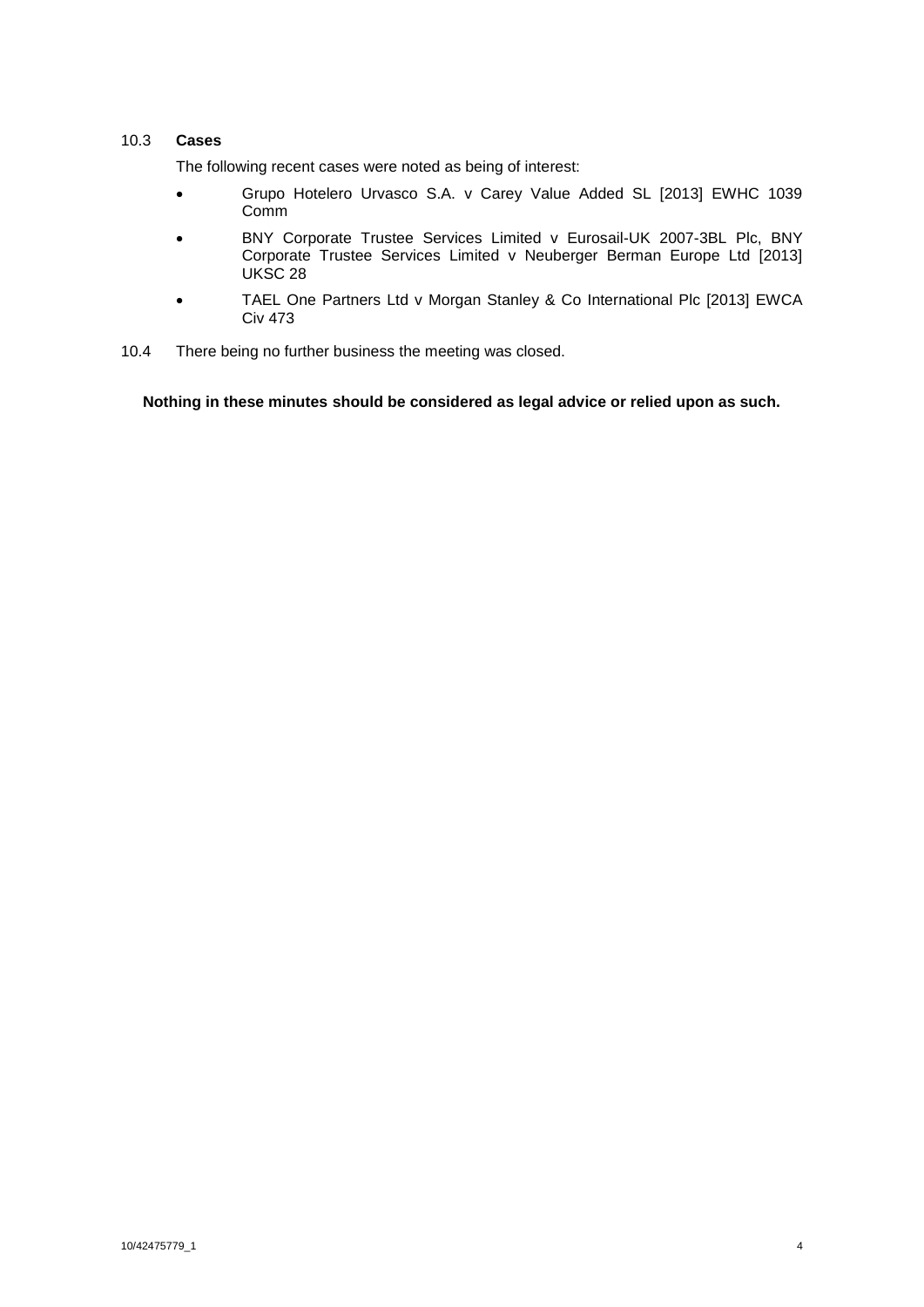10.3 **Cases**

The following recent cases were noted as being of interest:

- Grupo Hotelero Urvasco S.A. v Carey Value Added SL [2013] EWHC 1039 Comm
- BNY Corporate Trustee Services Limited v Eurosail-UK 2007-3BL Plc, BNY Corporate Trustee Services Limited v Neuberger Berman Europe Ltd [2013] UKSC 28
- TAEL One Partners Ltd v Morgan Stanley & Co International Plc [2013] EWCA Civ 473

10.4 There being no further business the meeting was closed.

**Nothing in these minutes should be considered as legal advice or relied upon as such.**